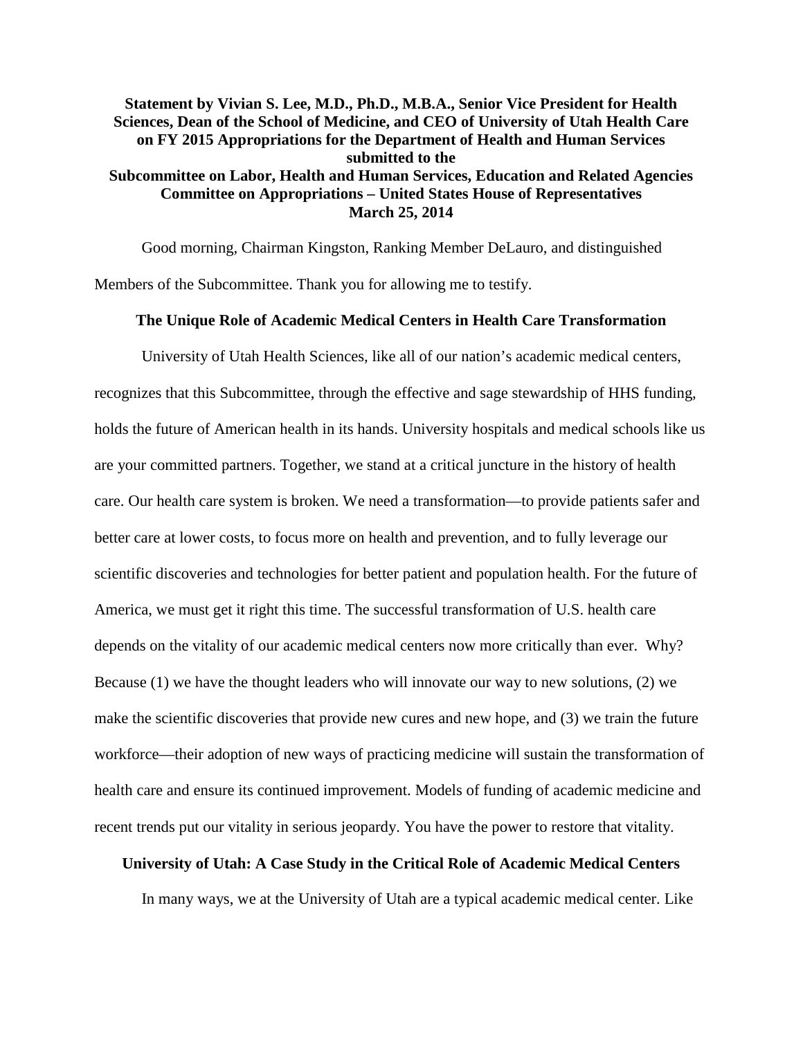**Statement by Vivian S. Lee, M.D., Ph.D., M.B.A., Senior Vice President for Health Sciences, Dean of the School of Medicine, and CEO of University of Utah Health Care on FY 2015 Appropriations for the Department of Health and Human Services submitted to the Subcommittee on Labor, Health and Human Services, Education and Related Agencies Committee on Appropriations – United States House of Representatives March 25, 2014**

Good morning, Chairman Kingston, Ranking Member DeLauro, and distinguished Members of the Subcommittee. Thank you for allowing me to testify.

## The Unique Role of Academic Medical Centers in Health Care Transformation

University of Utah Health Sciences, like all of our nation's academic medical centers, recognizes that this Subcommittee, through the effective and sage stewardship of HHS funding, holds the future of American health in its hands. University hospitals and medical schools like us are your committed partners. Together, we stand at a critical juncture in the history of health care. Our health care system is broken. We need a transformation—to provide patients safer and better care at lower costs, to focus more on health and prevention, and to fully leverage our scientific discoveries and technologies for better patient and population health. For the future of America, we must get it right this time. The successful transformation of U.S. health care depends on the vitality of our academic medical centers now more critically than ever. Why? Because (1) we have the thought leaders who will innovate our way to new solutions, (2) we make the scientific discoveries that provide new cures and new hope, and (3) we train the future workforce—their adoption of new ways of practicing medicine will sustain the transformation of health care and ensure its continued improvement. Models of funding of academic medicine and recent trends put our vitality in serious jeopardy. You have the power to restore that vitality.

## University of Utah: A Case Study in the Critical Role of Academic Medical Centers

In many ways, we at the University of Utah are a typical academic medical center. Like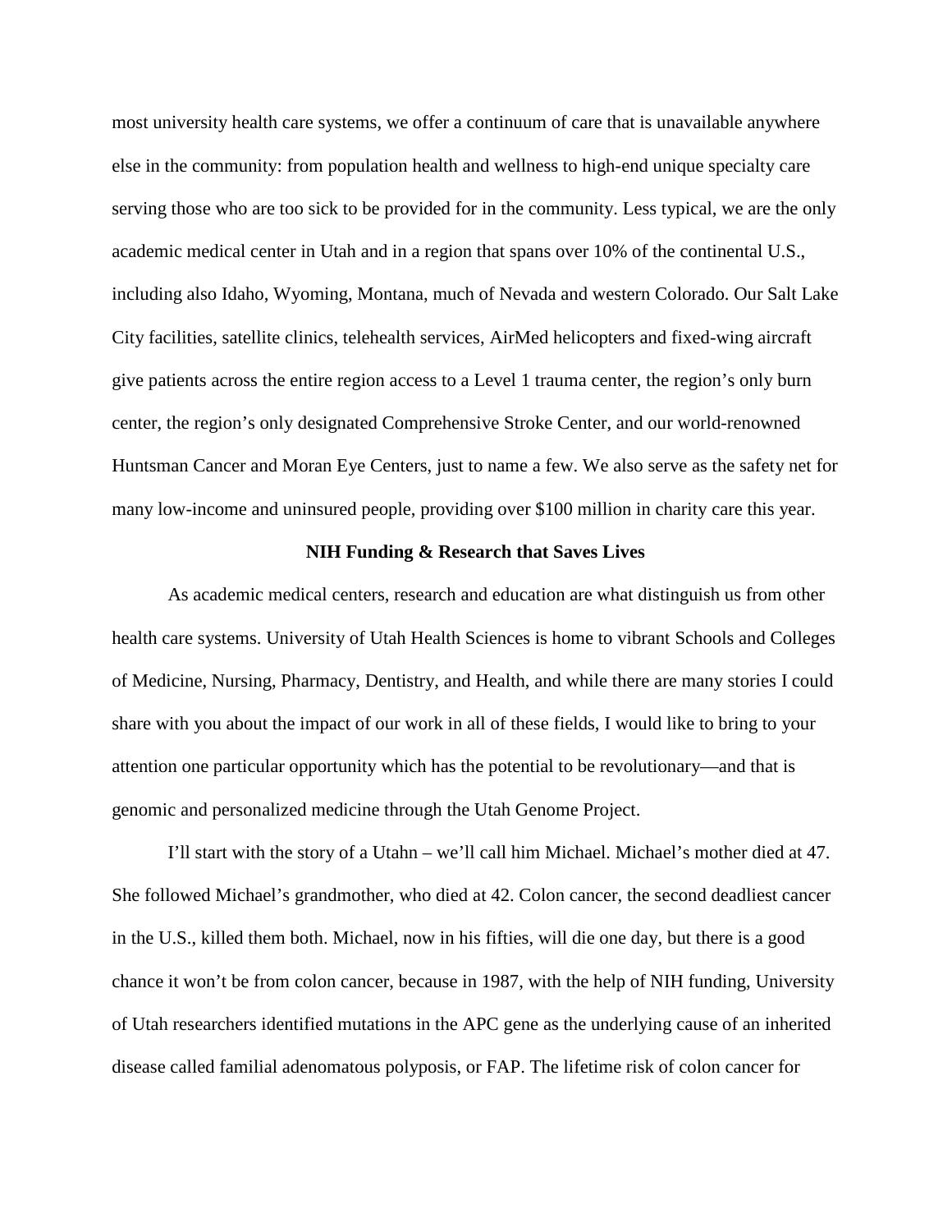most university health care systems, we offer a continuum of care that is unavailable anywhere else in the community: from population health and wellness to high-end unique specialty care serving those who are too sick to be provided for in the community. Less typical, we are the only academic medical center in Utah and in a region that spans over 10% of the continental U.S., including also Idaho, Wyoming, Montana, much of Nevada and western Colorado. Our Salt Lake City facilities, satellite clinics, telehealth services, AirMed helicopters and fixed-wing aircraft give patients across the entire region access to a Level 1 trauma center, the region's only burn center, the region's only designated Comprehensive Stroke Center, and our world-renowned Huntsman Cancer and Moran Eye Centers, just to name a few. We also serve as the safety net for many low-income and uninsured people, providing over $100 million in charity care this year.

**NIH Funding & Research that Saves Lives**

As academic medical centers, research and education are what distinguish us from other health care systems. University of Utah Health Sciences is home to vibrant Schools and Colleges of Medicine, Nursing, Pharmacy, Dentistry, and Health, and while there are many stories I could share with you about the impact of our work in all of these fields, I would like to bring to your attention one particular opportunity which has the potential to be revolutionary—and that is genomic and personalized medicine through the Utah Genome Project.

I'll start with the story of a Utahn – we'll call him Michael. Michael's mother died at 47. She followed Michael's grandmother, who died at 42. Colon cancer, the second deadliest cancer in the U.S., killed them both. Michael, now in his fifties, will die one day, but there is a good chance it won't be from colon cancer, because in 1987, with the help of NIH funding, University of Utah researchers identified mutations in the APC gene as the underlying cause of an inherited disease called familial adenomatous polyposis, or FAP. The lifetime risk of colon cancer for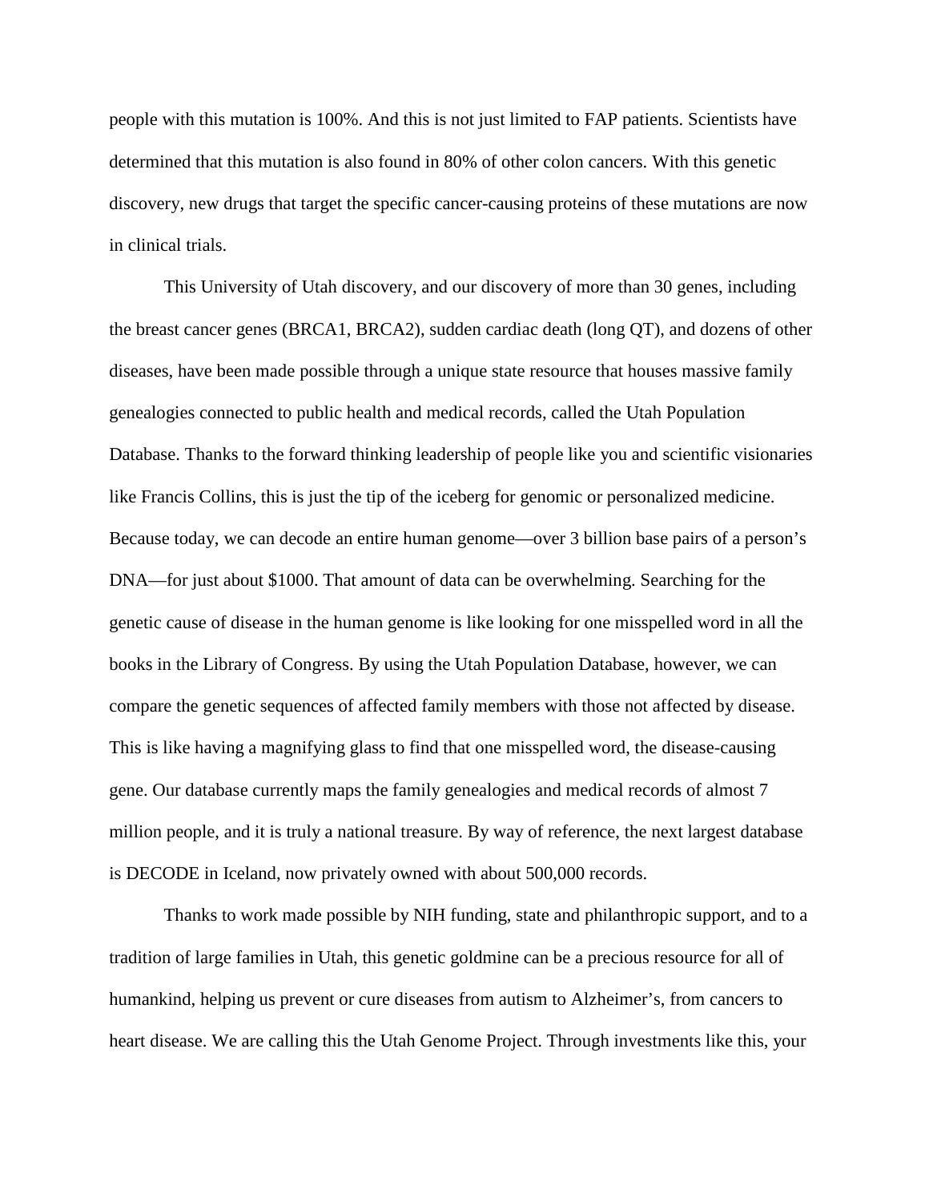people with this mutation is 100%. And this is not just limited to FAP patients. Scientists have determined that this mutation is also found in 80% of other colon cancers. With this genetic discovery, new drugs that target the specific cancer-causing proteins of these mutations are now in clinical trials.

This University of Utah discovery, and our discovery of more than 30 genes, including the breast cancer genes (BRCA1, BRCA2), sudden cardiac death (long QT), and dozens of other diseases, have been made possible through a unique state resource that houses massive family genealogies connected to public health and medical records, called the Utah Population Database. Thanks to the forward thinking leadership of people like you and scientific visionaries like Francis Collins, this is just the tip of the iceberg for genomic or personalized medicine. Because today, we can decode an entire human genome—over 3 billion base pairs of a person's DNA—for just about $1000. That amount of data can be overwhelming. Searching for the genetic cause of disease in the human genome is like looking for one misspelled word in all the books in the Library of Congress. By using the Utah Population Database, however, we can compare the genetic sequences of affected family members with those not affected by disease. This is like having a magnifying glass to find that one misspelled word, the disease-causing gene. Our database currently maps the family genealogies and medical records of almost 7 million people, and it is truly a national treasure. By way of reference, the next largest database is DECODE in Iceland, now privately owned with about 500,000 records.

Thanks to work made possible by NIH funding, state and philanthropic support, and to a tradition of large families in Utah, this genetic goldmine can be a precious resource for all of humankind, helping us prevent or cure diseases from autism to Alzheimer's, from cancers to heart disease. We are calling this the Utah Genome Project. Through investments like this, your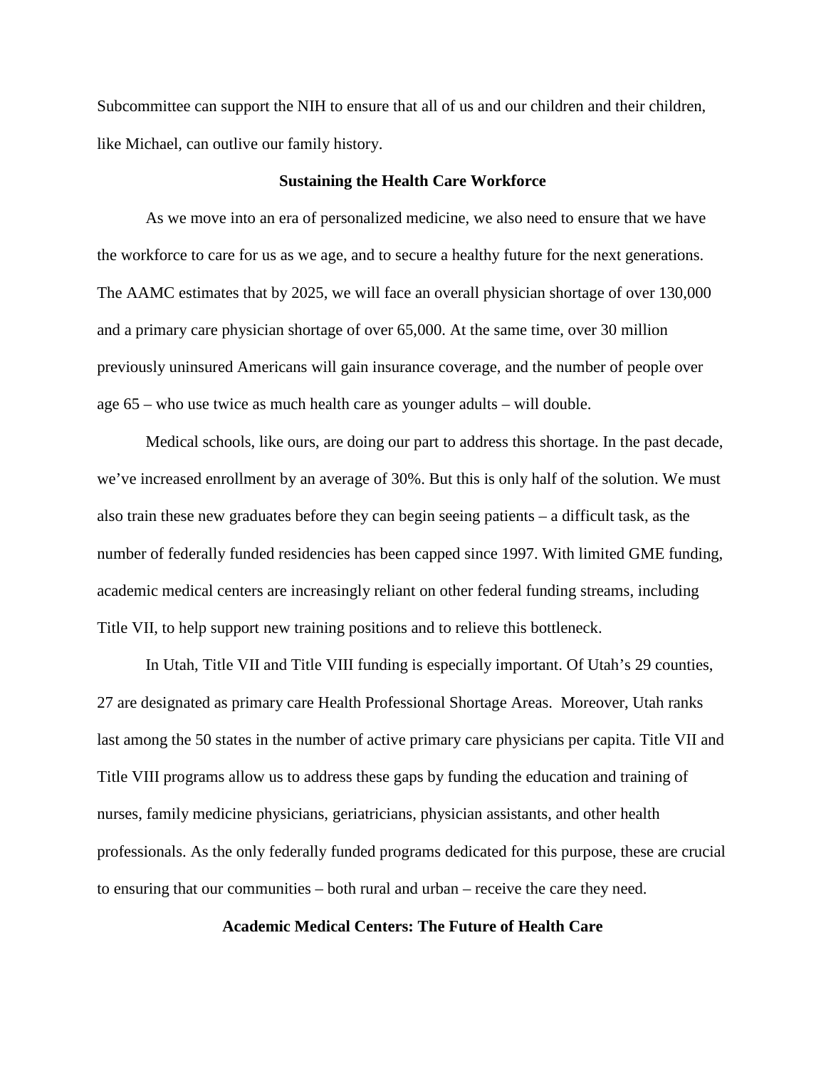Subcommittee can support the NIH to ensure that all of us and our children and their children, like Michael, can outlive our family history.

## Sustaining the Health Care Workforce

As we move into an era of personalized medicine, we also need to ensure that we have the workforce to care for us as we age, and to secure a healthy future for the next generations. The AAMC estimates that by 2025, we will face an overall physician shortage of over 130,000 and a primary care physician shortage of over 65,000. At the same time, over 30 million previously uninsured Americans will gain insurance coverage, and the number of people over age 65 – who use twice as much health care as younger adults – will double.

Medical schools, like ours, are doing our part to address this shortage. In the past decade, we've increased enrollment by an average of 30%. But this is only half of the solution. We must also train these new graduates before they can begin seeing patients – a difficult task, as the number of federally funded residencies has been capped since 1997. With limited GME funding, academic medical centers are increasingly reliant on other federal funding streams, including Title VII, to help support new training positions and to relieve this bottleneck.

In Utah, Title VII and Title VIII funding is especially important. Of Utah's 29 counties, 27 are designated as primary care Health Professional Shortage Areas. Moreover, Utah ranks last among the 50 states in the number of active primary care physicians per capita. Title VII and Title VIII programs allow us to address these gaps by funding the education and training of nurses, family medicine physicians, geriatricians, physician assistants, and other health professionals. As the only federally funded programs dedicated for this purpose, these are crucial to ensuring that our communities – both rural and urban – receive the care they need.

## Academic Medical Centers: The Future of Health Care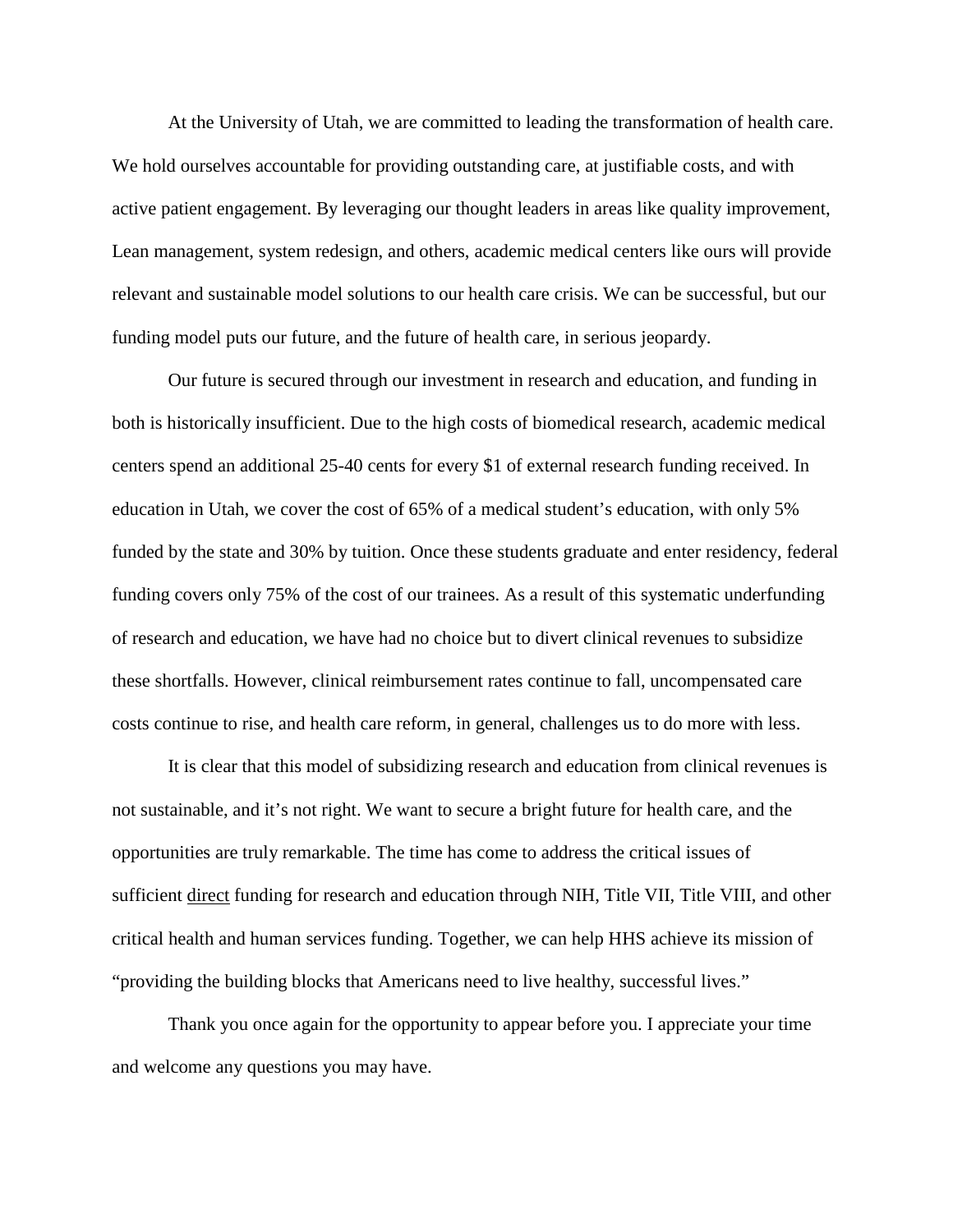At the University of Utah, we are committed to leading the transformation of health care. We hold ourselves accountable for providing outstanding care, at justifiable costs, and with active patient engagement. By leveraging our thought leaders in areas like quality improvement, Lean management, system redesign, and others, academic medical centers like ours will provide relevant and sustainable model solutions to our health care crisis. We can be successful, but our funding model puts our future, and the future of health care, in serious jeopardy.

Our future is secured through our investment in research and education, and funding in both is historically insufficient. Due to the high costs of biomedical research, academic medical centers spend an additional 25-40 cents for every $1 of external research funding received. In education in Utah, we cover the cost of 65% of a medical student's education, with only 5% funded by the state and 30% by tuition. Once these students graduate and enter residency, federal funding covers only 75% of the cost of our trainees. As a result of this systematic underfunding of research and education, we have had no choice but to divert clinical revenues to subsidize these shortfalls. However, clinical reimbursement rates continue to fall, uncompensated care costs continue to rise, and health care reform, in general, challenges us to do more with less.

It is clear that this model of subsidizing research and education from clinical revenues is not sustainable, and it's not right. We want to secure a bright future for health care, and the opportunities are truly remarkable. The time has come to address the critical issues of sufficient <u>direct</u> funding for research and education through NIH, Title VII, Title VIII, and other critical health and human services funding. Together, we can help HHS achieve its mission of "providing the building blocks that Americans need to live healthy, successful lives."

Thank you once again for the opportunity to appear before you. I appreciate your time and welcome any questions you may have.